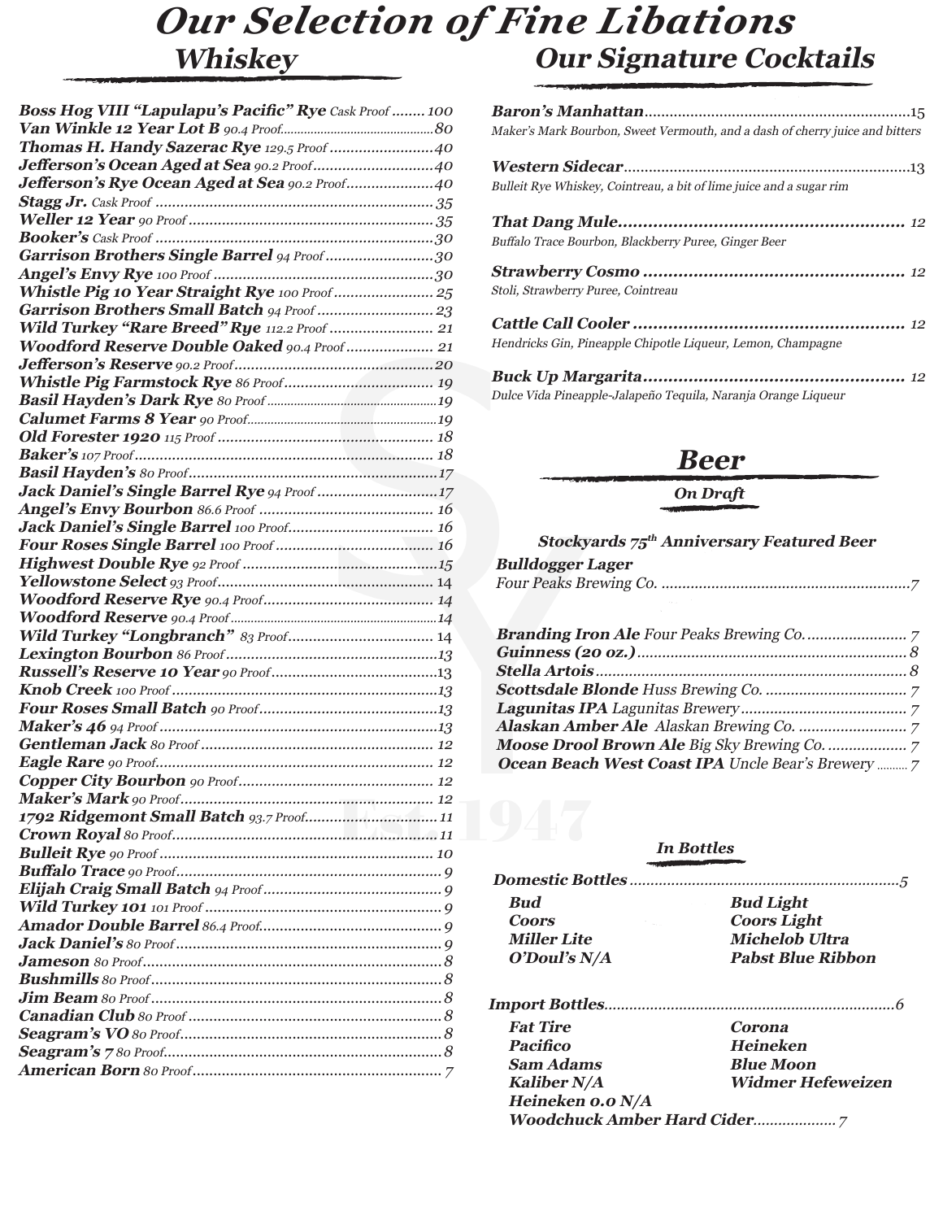# Our Selection of Fine Libations

## Whiskey

- ***Boss Hog VIII "Lapulapu's Pacific" Rye*** *Cask Proof* ........ 100
- ***Van Winkle 12 Year Lot B*** *90.4 Proof* .......... 80
- ***Thomas H. Handy Sazerac Rye*** *129.5 Proof* .......... 40
- ***Jefferson's Ocean Aged at Sea*** *90.2 Proof* .......... 40
- ***Jefferson's Rye Ocean Aged at Sea*** *90.2 Proof* .......... 40
- ***Stagg Jr.*** *Cask Proof* .......... 35
- ***Weller 12 Year*** *90 Proof* .......... 35
- ***Booker's*** *Cask Proof* .......... 30
- ***Garrison Brothers Single Barrel*** *94 Proof* .......... 30
- ***Angel's Envy Rye*** *100 Proof* .......... 30
- ***Whistle Pig 10 Year Straight Rye*** *100 Proof* .......... 25
- ***Garrison Brothers Small Batch*** *94 Proof* .......... 23
- ***Wild Turkey "Rare Breed" Rye*** *112.2 Proof* .......... 21
- ***Woodford Reserve Double Oaked*** *90.4 Proof* .......... 21
- ***Jefferson's Reserve*** *90.2 Proof* .......... 20
- ***Whistle Pig Farmstock Rye*** *86 Proof* .......... 19
- ***Basil Hayden's Dark Rye*** *80 Proof* .......... 19
- ***Calumet Farms 8 Year*** *90 Proof* .......... 19
- ***Old Forester 1920*** *115 Proof* .......... 18
- ***Baker's*** *107 Proof* .......... 18
- ***Basil Hayden's*** *80 Proof* .......... 17
- ***Jack Daniel's Single Barrel Rye*** *94 Proof* .......... 17
- ***Angel's Envy Bourbon*** *86.6 Proof* .......... 16
- ***Jack Daniel's Single Barrel*** *100 Proof* .......... 16
- ***Four Roses Single Barrel*** *100 Proof* .......... 16
- ***Highwest Double Rye*** *92 Proof* .......... 15
- ***Yellowstone Select*** *93 Proof* .......... 14
- ***Woodford Reserve Rye*** *90.4 Proof* .......... 14
- ***Woodford Reserve*** *90.4 Proof* .......... 14
- ***Wild Turkey "Longbranch"*** *83 Proof* .......... 14
- ***Lexington Bourbon*** *86 Proof* .......... 13
- ***Russell's Reserve 10 Year*** *90 Proof* .......... 13
- ***Knob Creek*** *100 Proof* .......... 13
- ***Four Roses Small Batch*** *90 Proof* .......... 13
- ***Maker's 46*** *94 Proof* .......... 13
- ***Gentleman Jack*** *80 Proof* .......... 12
- ***Eagle Rare*** *90 Proof* .......... 12
- ***Copper City Bourbon*** *90 Proof* .......... 12
- ***Maker's Mark*** *90 Proof* .......... 12
- ***1792 Ridgemont Small Batch*** *93.7 Proof* .......... 11
- ***Crown Royal*** *80 Proof* .......... 11
- ***Bulleit Rye*** *90 Proof* .......... 10
- ***Buffalo Trace*** *90 Proof* .......... 9
- ***Elijah Craig Small Batch*** *94 Proof* .......... 9
- ***Wild Turkey 101*** *101 Proof* .......... 9
- ***Amador Double Barrel*** *86.4 Proof* .......... 9
- ***Jack Daniel's*** *80 Proof* .......... 9
- ***Jameson*** *80 Proof* .......... 8
- ***Bushmills*** *80 Proof* .......... 8
- ***Jim Beam*** *80 Proof* .......... 8
- ***Canadian Club*** *80 Proof* .......... 8
- ***Seagram's VO*** *80 Proof* .......... 8
- ***Seagram's 7*** *80 Proof* .......... 8
- ***American Born*** *80 Proof* .......... 7

## Our Signature Cocktails

***Baron's Manhattan*** .......... 15
*Maker's Mark Bourbon, Sweet Vermouth, and a dash of cherry juice and bitters*

***Western Sidecar*** .......... 13
*Bulleit Rye Whiskey, Cointreau, a bit of lime juice and a sugar rim*

***That Dang Mule*** .......... 12
*Buffalo Trace Bourbon, Blackberry Puree, Ginger Beer*

***Strawberry Cosmo*** .......... 12
*Stoli, Strawberry Puree, Cointreau*

***Cattle Call Cooler*** .......... 12
*Hendricks Gin, Pineapple Chipotle Liqueur, Lemon, Champagne*

***Buck Up Margarita*** .......... 12
*Dulce Vida Pineapple-Jalapeño Tequila, Naranja Orange Liqueur*

## Beer

### On Draft

***Stockyards 75th Anniversary Featured Beer***

***Bulldogger Lager***
*Four Peaks Brewing Co.* .......... 7

- ***Branding Iron Ale*** *Four Peaks Brewing Co.* .......... 7
- ***Guinness (20 oz.)*** .......... 8
- ***Stella Artois*** .......... 8
- ***Scottsdale Blonde*** *Huss Brewing Co.* .......... 7
- ***Lagunitas IPA*** *Lagunitas Brewery* .......... 7
- ***Alaskan Amber Ale*** *Alaskan Brewing Co.* .......... 7
- ***Moose Drool Brown Ale*** *Big Sky Brewing Co.* .......... 7
- ***Ocean Beach West Coast IPA*** *Uncle Bear's Brewery* .......... 7

### In Bottles

***Domestic Bottles*** .......... 5

- ***Bud***
- ***Bud Light***
- ***Coors***
- ***Coors Light***
- ***Miller Lite***
- ***Michelob Ultra***
- ***O'Doul's N/A***
- ***Pabst Blue Ribbon***

***Import Bottles*** .......... 6

- ***Fat Tire***
- ***Corona***
- ***Pacifico***
- ***Heineken***
- ***Sam Adams***
- ***Blue Moon***
- ***Kaliber N/A***
- ***Widmer Hefeweizen***
- ***Heineken 0.0 N/A***
- ***Woodchuck Amber Hard Cider*** .......... 7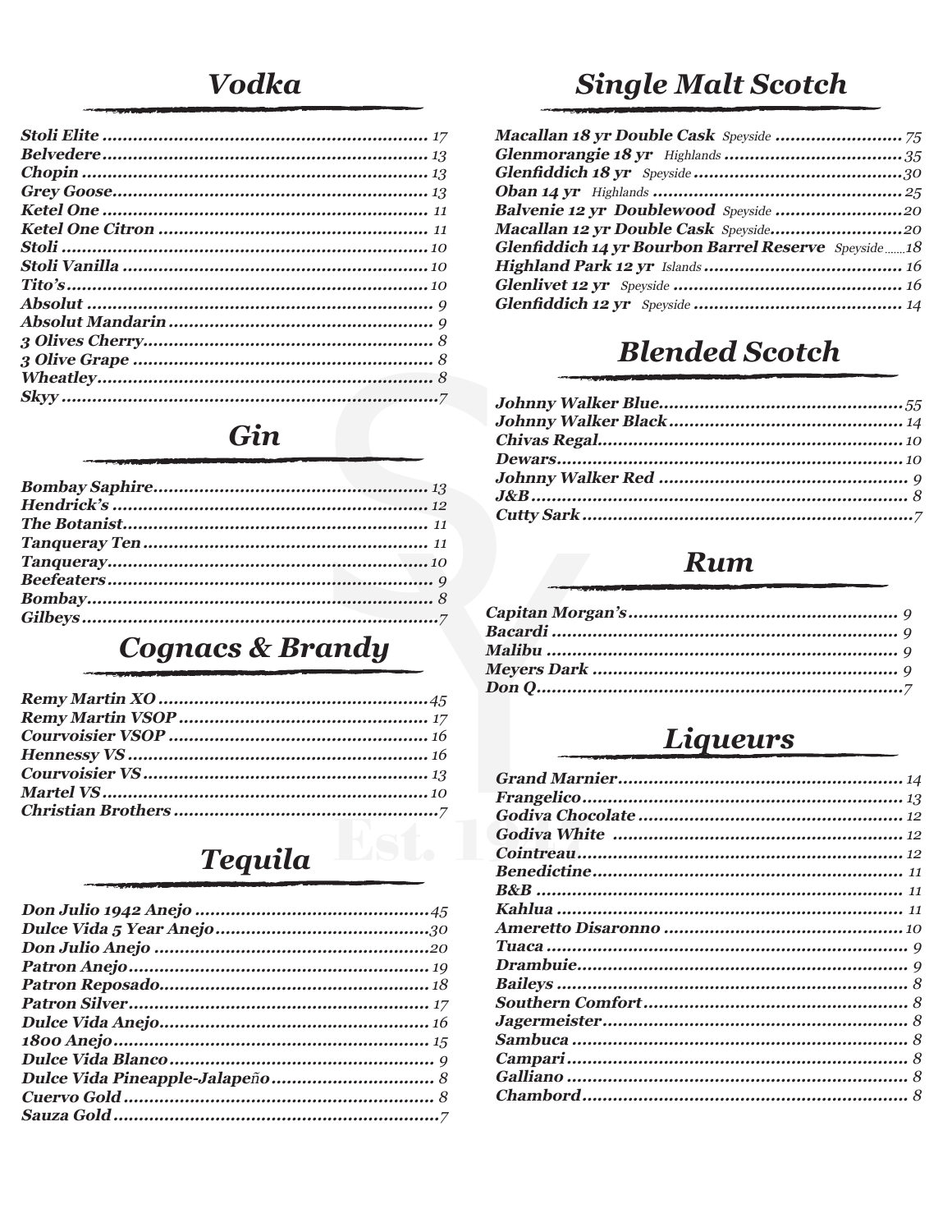## Vodka

*Stoli Elite* ........ 17
*Belvedere* ........ 13
*Chopin* ........ 13
*Grey Goose* ........ 13
*Ketel One* ........ 11
*Ketel One Citron* ........ 11
*Stoli* ........ 10
*Stoli Vanilla* ........ 10
*Tito's* ........ 10
*Absolut* ........ 9
*Absolut Mandarin* ........ 9
*3 Olives Cherry* ........ 8
*3 Olive Grape* ........ 8
*Wheatley* ........ 8
*Skyy* ........ 7

## Gin

*Bombay Saphire* ........ 13
*Hendrick's* ........ 12
*The Botanist* ........ 11
*Tanqueray Ten* ........ 11
*Tanqueray* ........ 10
*Beefeaters* ........ 9
*Bombay* ........ 8
*Gilbeys* ........ 7

## Cognacs & Brandy

*Remy Martin XO* ........ 45
*Remy Martin VSOP* ........ 17
*Courvoisier VSOP* ........ 16
*Hennessy VS* ........ 16
*Courvoisier VS* ........ 13
*Martel VS* ........ 10
*Christian Brothers* ........ 7

## Tequila

*Don Julio 1942 Anejo* ........ 45
*Dulce Vida 5 Year Anejo* ........ 30
*Don Julio Anejo* ........ 20
*Patron Anejo* ........ 19
*Patron Reposado* ........ 18
*Patron Silver* ........ 17
*Dulce Vida Anejo* ........ 16
*1800 Anejo* ........ 15
*Dulce Vida Blanco* ........ 9
*Dulce Vida Pineapple-Jalapeño* ........ 8
*Cuervo Gold* ........ 8
*Sauza Gold* ........ 7

## Single Malt Scotch

*Macallan 18 yr Double Cask* Speyside ........ 75
*Glenmorangie 18 yr* Highlands ........ 35
*Glenfiddich 18 yr* Speyside ........ 30
*Oban 14 yr* Highlands ........ 25
*Balvenie 12 yr Doublewood* Speyside ........ 20
*Macallan 12 yr Double Cask* Speyside ........ 20
*Glenfiddich 14 yr Bourbon Barrel Reserve* Speyside ........ 18
*Highland Park 12 yr* Islands ........ 16
*Glenlivet 12 yr* Speyside ........ 16
*Glenfiddich 12 yr* Speyside ........ 14

## Blended Scotch

*Johnny Walker Blue* ........ 55
*Johnny Walker Black* ........ 14
*Chivas Regal* ........ 10
*Dewars* ........ 10
*Johnny Walker Red* ........ 9
*J&B* ........ 8
*Cutty Sark* ........ 7

## Rum

*Capitan Morgan's* ........ 9
*Bacardi* ........ 9
*Malibu* ........ 9
*Meyers Dark* ........ 9
*Don Q* ........ 7

## Liqueurs

*Grand Marnier* ........ 14
*Frangelico* ........ 13
*Godiva Chocolate* ........ 12
*Godiva White* ........ 12
*Cointreau* ........ 12
*Benedictine* ........ 11
*B&B* ........ 11
*Kahlua* ........ 11
*Ameretto Disaronno* ........ 10
*Tuaca* ........ 9
*Drambuie* ........ 9
*Baileys* ........ 8
*Southern Comfort* ........ 8
*Jagermeister* ........ 8
*Sambuca* ........ 8
*Campari* ........ 8
*Galliano* ........ 8
*Chambord* ........ 8